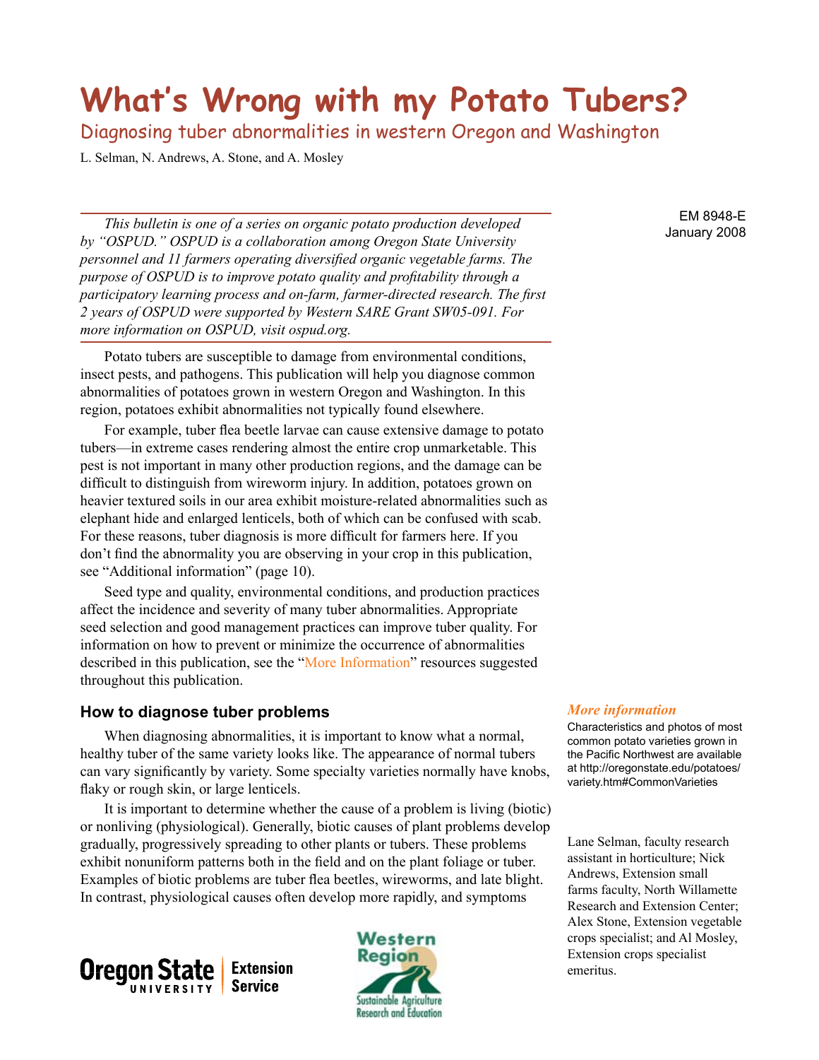# What's Wrong with my Potato Tubers?

## Diagnosing tuber abnormalities in western Oregon and Washington

L. Selman, N. Andrews, A. Stone, and A. Mosley

EM 8948-E
January 2008

*This bulletin is one of a series on organic potato production developed by "OSPUD." OSPUD is a collaboration among Oregon State University personnel and 11 farmers operating diversified organic vegetable farms. The purpose of OSPUD is to improve potato quality and profitability through a participatory learning process and on-farm, farmer-directed research. The first 2 years of OSPUD were supported by Western SARE Grant SW05-091. For more information on OSPUD, visit ospud.org.*

Potato tubers are susceptible to damage from environmental conditions, insect pests, and pathogens. This publication will help you diagnose common abnormalities of potatoes grown in western Oregon and Washington. In this region, potatoes exhibit abnormalities not typically found elsewhere.

For example, tuber flea beetle larvae can cause extensive damage to potato tubers—in extreme cases rendering almost the entire crop unmarketable. This pest is not important in many other production regions, and the damage can be difficult to distinguish from wireworm injury. In addition, potatoes grown on heavier textured soils in our area exhibit moisture-related abnormalities such as elephant hide and enlarged lenticels, both of which can be confused with scab. For these reasons, tuber diagnosis is more difficult for farmers here. If you don't find the abnormality you are observing in your crop in this publication, see "Additional information" (page 10).

Seed type and quality, environmental conditions, and production practices affect the incidence and severity of many tuber abnormalities. Appropriate seed selection and good management practices can improve tuber quality. For information on how to prevent or minimize the occurrence of abnormalities described in this publication, see the "More Information" resources suggested throughout this publication.

### How to diagnose tuber problems

When diagnosing abnormalities, it is important to know what a normal, healthy tuber of the same variety looks like. The appearance of normal tubers can vary significantly by variety. Some specialty varieties normally have knobs, flaky or rough skin, or large lenticels.

It is important to determine whether the cause of a problem is living (biotic) or nonliving (physiological). Generally, biotic causes of plant problems develop gradually, progressively spreading to other plants or tubers. These problems exhibit nonuniform patterns both in the field and on the plant foliage or tuber. Examples of biotic problems are tuber flea beetles, wireworms, and late blight. In contrast, physiological causes often develop more rapidly, and symptoms

***More information***

Characteristics and photos of most common potato varieties grown in the Pacific Northwest are available at http://oregonstate.edu/potatoes/variety.htm#CommonVarieties

Lane Selman, faculty research assistant in horticulture; Nick Andrews, Extension small farms faculty, North Willamette Research and Extension Center; Alex Stone, Extension vegetable crops specialist; and Al Mosley, Extension crops specialist emeritus.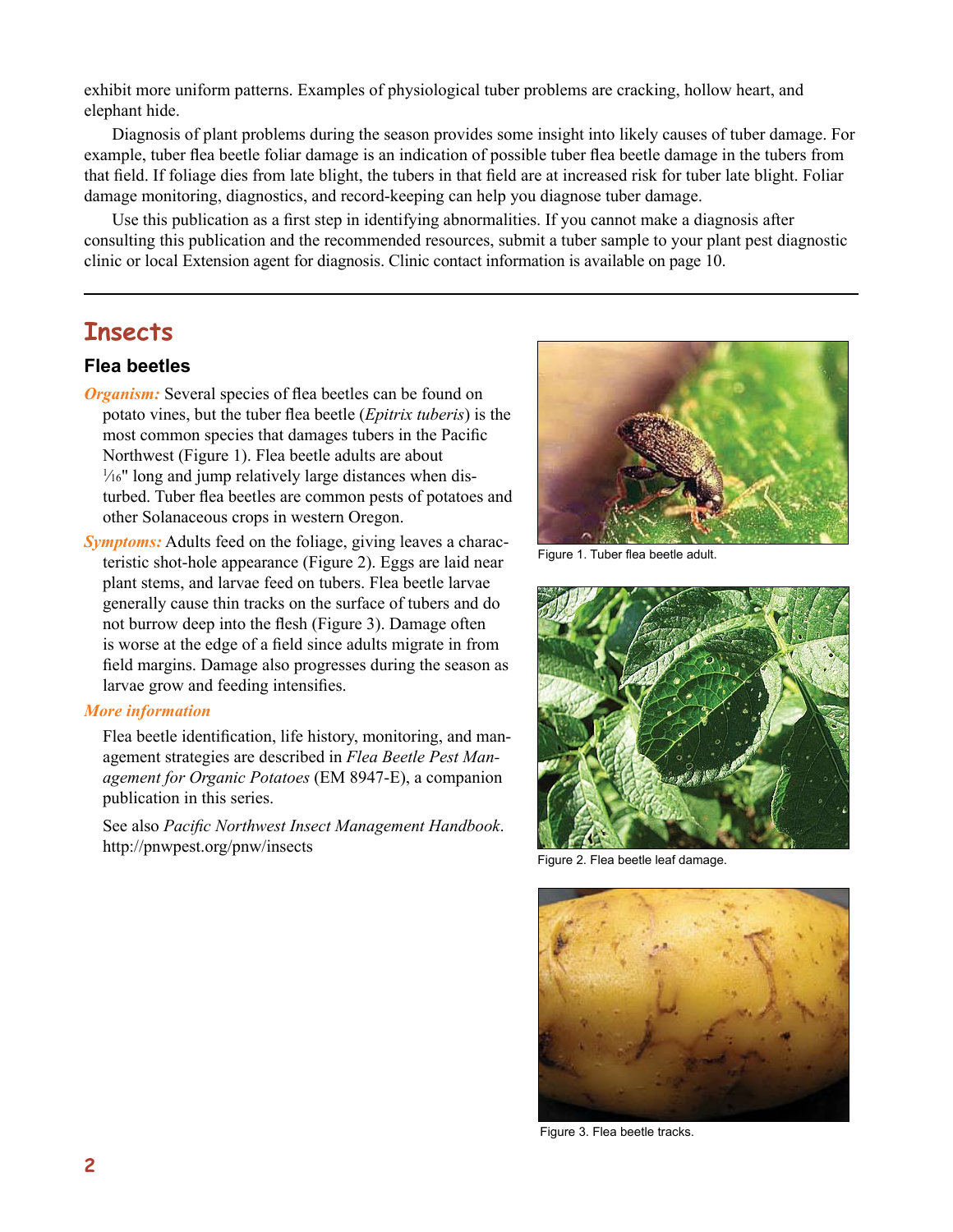exhibit more uniform patterns. Examples of physiological tuber problems are cracking, hollow heart, and elephant hide.

Diagnosis of plant problems during the season provides some insight into likely causes of tuber damage. For example, tuber flea beetle foliar damage is an indication of possible tuber flea beetle damage in the tubers from that field. If foliage dies from late blight, the tubers in that field are at increased risk for tuber late blight. Foliar damage monitoring, diagnostics, and record-keeping can help you diagnose tuber damage.

Use this publication as a first step in identifying abnormalities. If you cannot make a diagnosis after consulting this publication and the recommended resources, submit a tuber sample to your plant pest diagnostic clinic or local Extension agent for diagnosis. Clinic contact information is available on page 10.

---

## Insects

### Flea beetles

***Organism:*** Several species of flea beetles can be found on potato vines, but the tuber flea beetle (*Epitrix tuberis*) is the most common species that damages tubers in the Pacific Northwest (Figure 1). Flea beetle adults are about 1⁄16" long and jump relatively large distances when disturbed. Tuber flea beetles are common pests of potatoes and other Solanaceous crops in western Oregon.

***Symptoms:*** Adults feed on the foliage, giving leaves a characteristic shot-hole appearance (Figure 2). Eggs are laid near plant stems, and larvae feed on tubers. Flea beetle larvae generally cause thin tracks on the surface of tubers and do not burrow deep into the flesh (Figure 3). Damage often is worse at the edge of a field since adults migrate in from field margins. Damage also progresses during the season as larvae grow and feeding intensifies.

***More information***

Flea beetle identification, life history, monitoring, and management strategies are described in *Flea Beetle Pest Management for Organic Potatoes* (EM 8947-E), a companion publication in this series.

See also *Pacific Northwest Insect Management Handbook*. http://pnwpest.org/pnw/insects

Figure 1. Tuber flea beetle adult.

Figure 2. Flea beetle leaf damage.

Figure 3. Flea beetle tracks.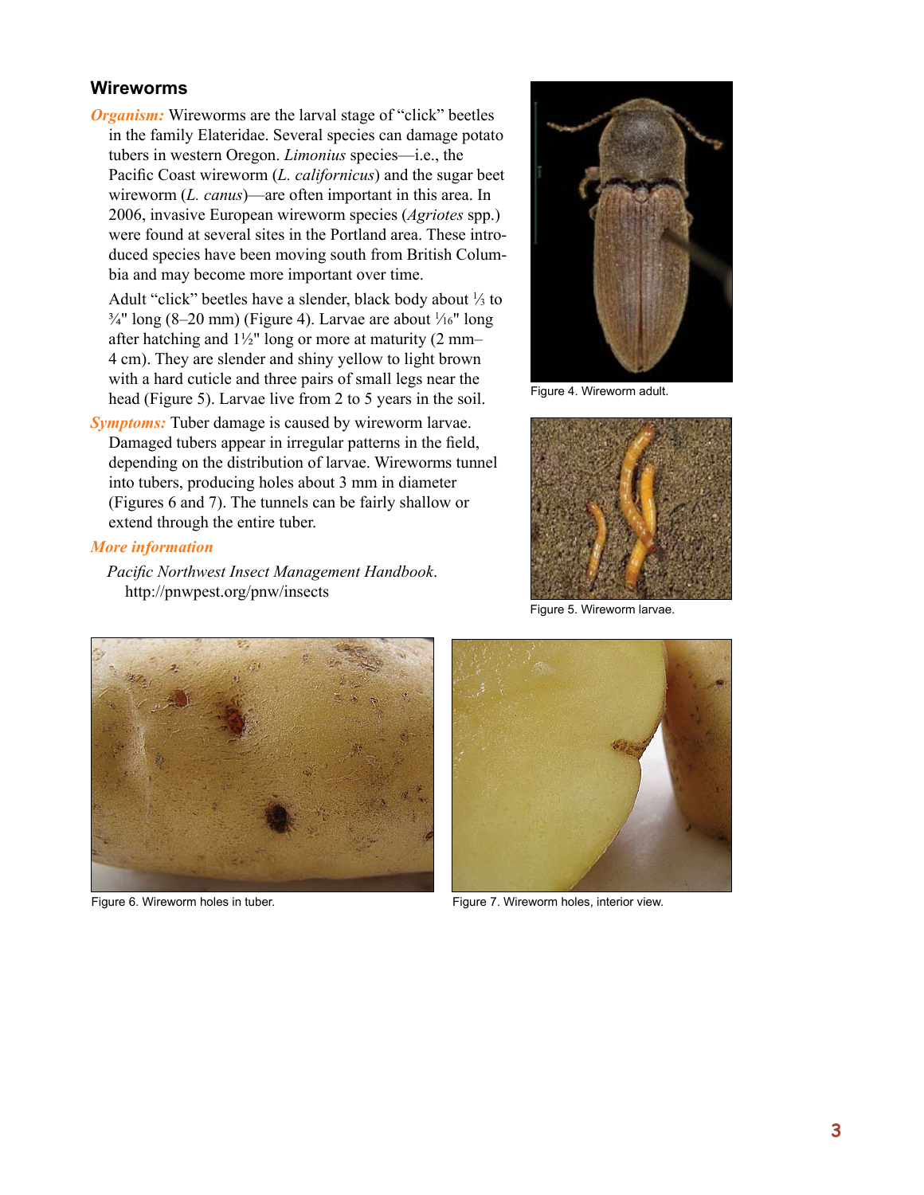## Wireworms

***Organism:*** Wireworms are the larval stage of "click" beetles in the family Elateridae. Several species can damage potato tubers in western Oregon. *Limonius* species—i.e., the Pacific Coast wireworm (*L. californicus*) and the sugar beet wireworm (*L. canus*)—are often important in this area. In 2006, invasive European wireworm species (*Agriotes* spp.) were found at several sites in the Portland area. These introduced species have been moving south from British Columbia and may become more important over time.

Adult "click" beetles have a slender, black body about ⅓ to ¾" long (8–20 mm) (Figure 4). Larvae are about 1⁄16" long after hatching and 1½" long or more at maturity (2 mm–4 cm). They are slender and shiny yellow to light brown with a hard cuticle and three pairs of small legs near the head (Figure 5). Larvae live from 2 to 5 years in the soil.

***Symptoms:*** Tuber damage is caused by wireworm larvae. Damaged tubers appear in irregular patterns in the field, depending on the distribution of larvae. Wireworms tunnel into tubers, producing holes about 3 mm in diameter (Figures 6 and 7). The tunnels can be fairly shallow or extend through the entire tuber.

***More information***

*Pacific Northwest Insect Management Handbook*. http://pnwpest.org/pnw/insects

Figure 4. Wireworm adult.

Figure 5. Wireworm larvae.

Figure 6. Wireworm holes in tuber.

Figure 7. Wireworm holes, interior view.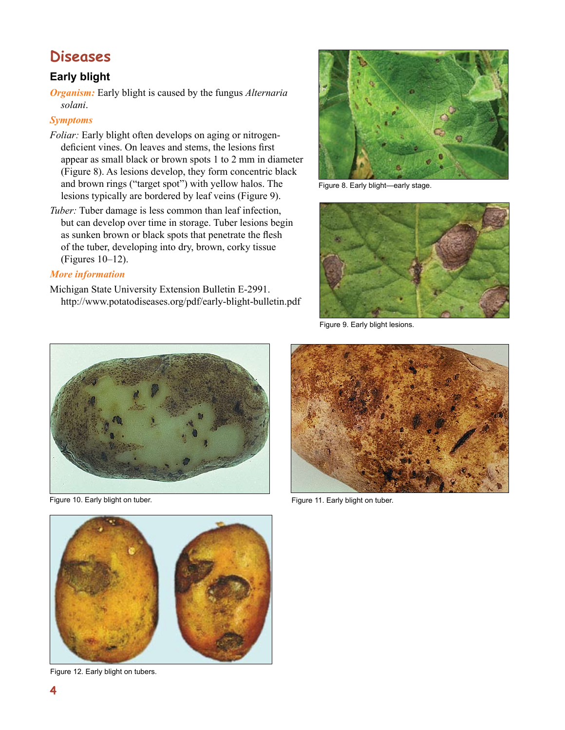# Diseases

## Early blight

***Organism:*** Early blight is caused by the fungus *Alternaria solani*.

***Symptoms***

*Foliar:* Early blight often develops on aging or nitrogen-deficient vines. On leaves and stems, the lesions first appear as small black or brown spots 1 to 2 mm in diameter (Figure 8). As lesions develop, they form concentric black and brown rings ("target spot") with yellow halos. The lesions typically are bordered by leaf veins (Figure 9).

*Tuber:* Tuber damage is less common than leaf infection, but can develop over time in storage. Tuber lesions begin as sunken brown or black spots that penetrate the flesh of the tuber, developing into dry, brown, corky tissue (Figures 10–12).

***More information***

Michigan State University Extension Bulletin E-2991. http://www.potatodiseases.org/pdf/early-blight-bulletin.pdf

Figure 8. Early blight—early stage.

Figure 9. Early blight lesions.

Figure 10. Early blight on tuber.

Figure 11. Early blight on tuber.

Figure 12. Early blight on tubers.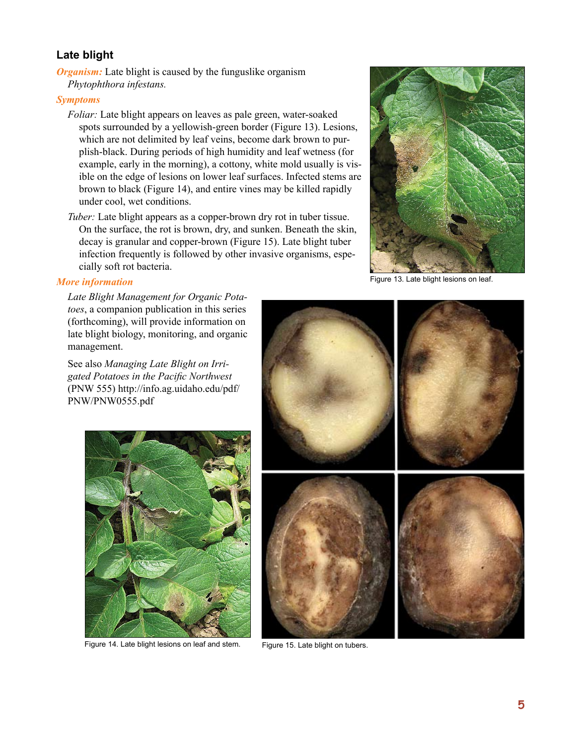## Late blight

***Organism:*** Late blight is caused by the funguslike organism *Phytophthora infestans.*

***Symptoms***

*Foliar:* Late blight appears on leaves as pale green, water-soaked spots surrounded by a yellowish-green border (Figure 13). Lesions, which are not delimited by leaf veins, become dark brown to purplish-black. During periods of high humidity and leaf wetness (for example, early in the morning), a cottony, white mold usually is visible on the edge of lesions on lower leaf surfaces. Infected stems are brown to black (Figure 14), and entire vines may be killed rapidly under cool, wet conditions.

*Tuber:* Late blight appears as a copper-brown dry rot in tuber tissue. On the surface, the rot is brown, dry, and sunken. Beneath the skin, decay is granular and copper-brown (Figure 15). Late blight tuber infection frequently is followed by other invasive organisms, especially soft rot bacteria.

***More information***

*Late Blight Management for Organic Potatoes*, a companion publication in this series (forthcoming), will provide information on late blight biology, monitoring, and organic management.

See also *Managing Late Blight on Irrigated Potatoes in the Pacific Northwest* (PNW 555) http://info.ag.uidaho.edu/pdf/PNW/PNW0555.pdf

Figure 13. Late blight lesions on leaf.

Figure 14. Late blight lesions on leaf and stem.

Figure 15. Late blight on tubers.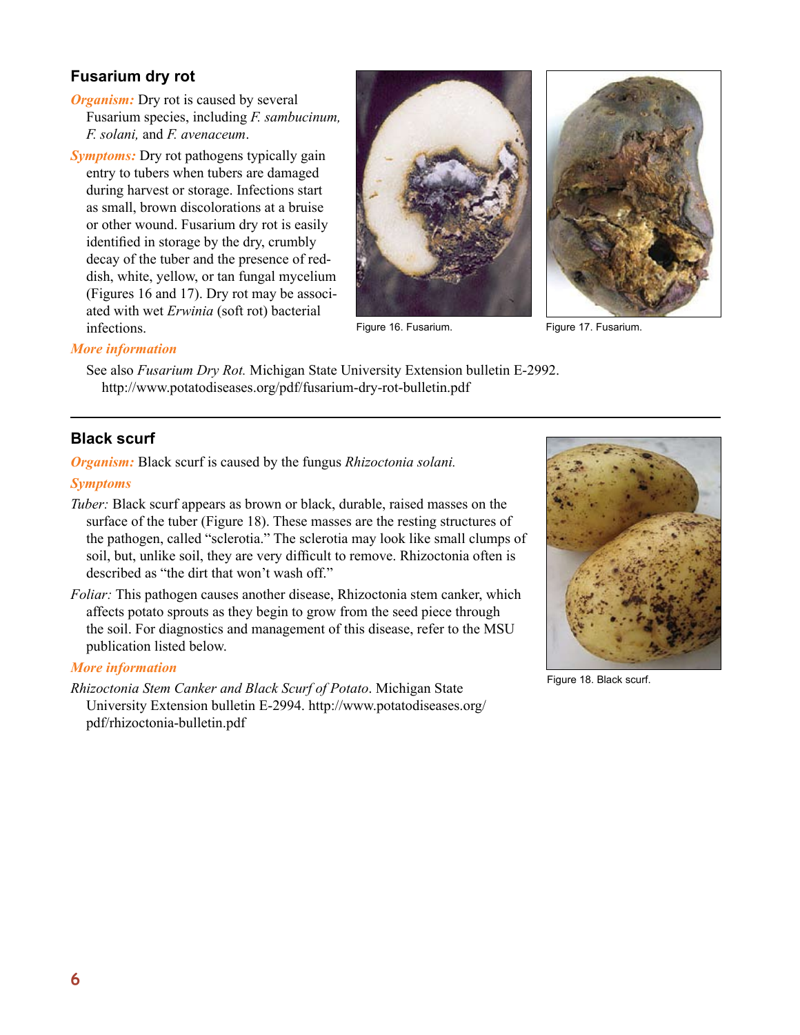## Fusarium dry rot

***Organism:*** Dry rot is caused by several Fusarium species, including *F. sambucinum, F. solani,* and *F. avenaceum*.

***Symptoms:*** Dry rot pathogens typically gain entry to tubers when tubers are damaged during harvest or storage. Infections start as small, brown discolorations at a bruise or other wound. Fusarium dry rot is easily identified in storage by the dry, crumbly decay of the tuber and the presence of reddish, white, yellow, or tan fungal mycelium (Figures 16 and 17). Dry rot may be associated with wet *Erwinia* (soft rot) bacterial infections.

Figure 16. Fusarium.

Figure 17. Fusarium.

***More information***

See also *Fusarium Dry Rot.* Michigan State University Extension bulletin E-2992. http://www.potatodiseases.org/pdf/fusarium-dry-rot-bulletin.pdf

---

## Black scurf

***Organism:*** Black scurf is caused by the fungus *Rhizoctonia solani.*

***Symptoms***

*Tuber:* Black scurf appears as brown or black, durable, raised masses on the surface of the tuber (Figure 18). These masses are the resting structures of the pathogen, called "sclerotia." The sclerotia may look like small clumps of soil, but, unlike soil, they are very difficult to remove. Rhizoctonia often is described as "the dirt that won't wash off."

*Foliar:* This pathogen causes another disease, Rhizoctonia stem canker, which affects potato sprouts as they begin to grow from the seed piece through the soil. For diagnostics and management of this disease, refer to the MSU publication listed below.

***More information***

*Rhizoctonia Stem Canker and Black Scurf of Potato*. Michigan State University Extension bulletin E-2994. http://www.potatodiseases.org/pdf/rhizoctonia-bulletin.pdf

Figure 18. Black scurf.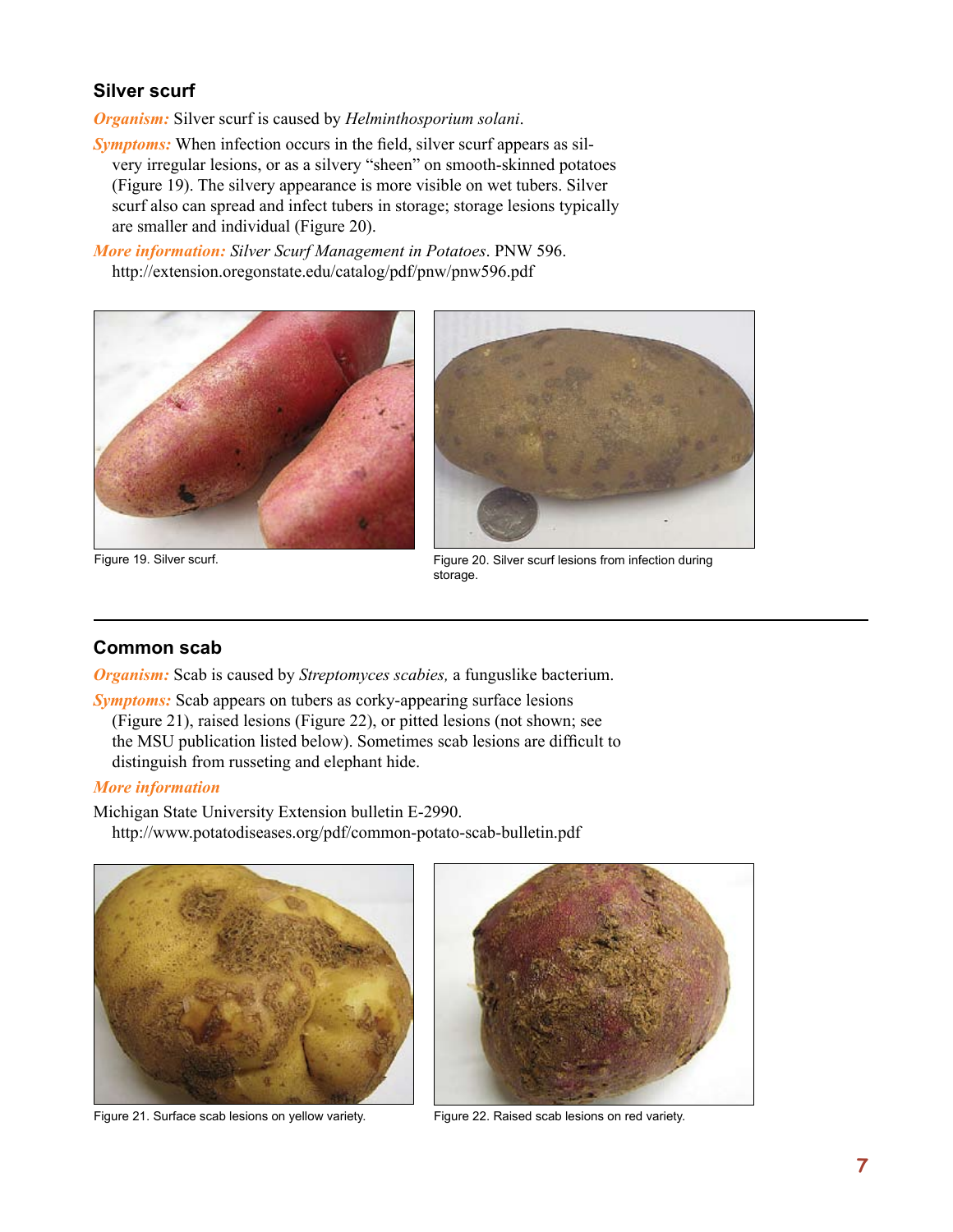### Silver scurf

***Organism:*** Silver scurf is caused by *Helminthosporium solani*.

***Symptoms:*** When infection occurs in the field, silver scurf appears as silvery irregular lesions, or as a silvery "sheen" on smooth-skinned potatoes (Figure 19). The silvery appearance is more visible on wet tubers. Silver scurf also can spread and infect tubers in storage; storage lesions typically are smaller and individual (Figure 20).

***More information:*** *Silver Scurf Management in Potatoes*. PNW 596. http://extension.oregonstate.edu/catalog/pdf/pnw/pnw596.pdf

Figure 19. Silver scurf.

Figure 20. Silver scurf lesions from infection during storage.

---

### Common scab

***Organism:*** Scab is caused by *Streptomyces scabies,* a funguslike bacterium.

***Symptoms:*** Scab appears on tubers as corky-appearing surface lesions (Figure 21), raised lesions (Figure 22), or pitted lesions (not shown; see the MSU publication listed below). Sometimes scab lesions are difficult to distinguish from russeting and elephant hide.

***More information***

Michigan State University Extension bulletin E-2990. http://www.potatodiseases.org/pdf/common-potato-scab-bulletin.pdf

Figure 21. Surface scab lesions on yellow variety.

Figure 22. Raised scab lesions on red variety.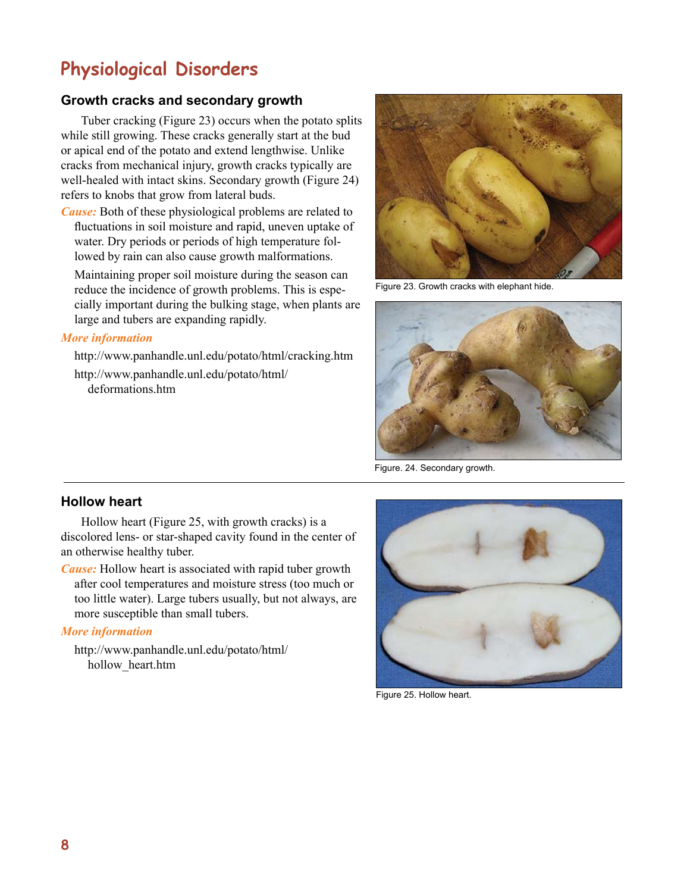# Physiological Disorders

## Growth cracks and secondary growth

Tuber cracking (Figure 23) occurs when the potato splits while still growing. These cracks generally start at the bud or apical end of the potato and extend lengthwise. Unlike cracks from mechanical injury, growth cracks typically are well-healed with intact skins. Secondary growth (Figure 24) refers to knobs that grow from lateral buds.

*Cause:* Both of these physiological problems are related to fluctuations in soil moisture and rapid, uneven uptake of water. Dry periods or periods of high temperature followed by rain can also cause growth malformations.

Maintaining proper soil moisture during the season can reduce the incidence of growth problems. This is especially important during the bulking stage, when plants are large and tubers are expanding rapidly.

*More information*

http://www.panhandle.unl.edu/potato/html/cracking.htm

http://www.panhandle.unl.edu/potato/html/deformations.htm

Figure 23. Growth cracks with elephant hide.

Figure. 24. Secondary growth.

## Hollow heart

Hollow heart (Figure 25, with growth cracks) is a discolored lens- or star-shaped cavity found in the center of an otherwise healthy tuber.

*Cause:* Hollow heart is associated with rapid tuber growth after cool temperatures and moisture stress (too much or too little water). Large tubers usually, but not always, are more susceptible than small tubers.

*More information*

http://www.panhandle.unl.edu/potato/html/hollow_heart.htm

Figure 25. Hollow heart.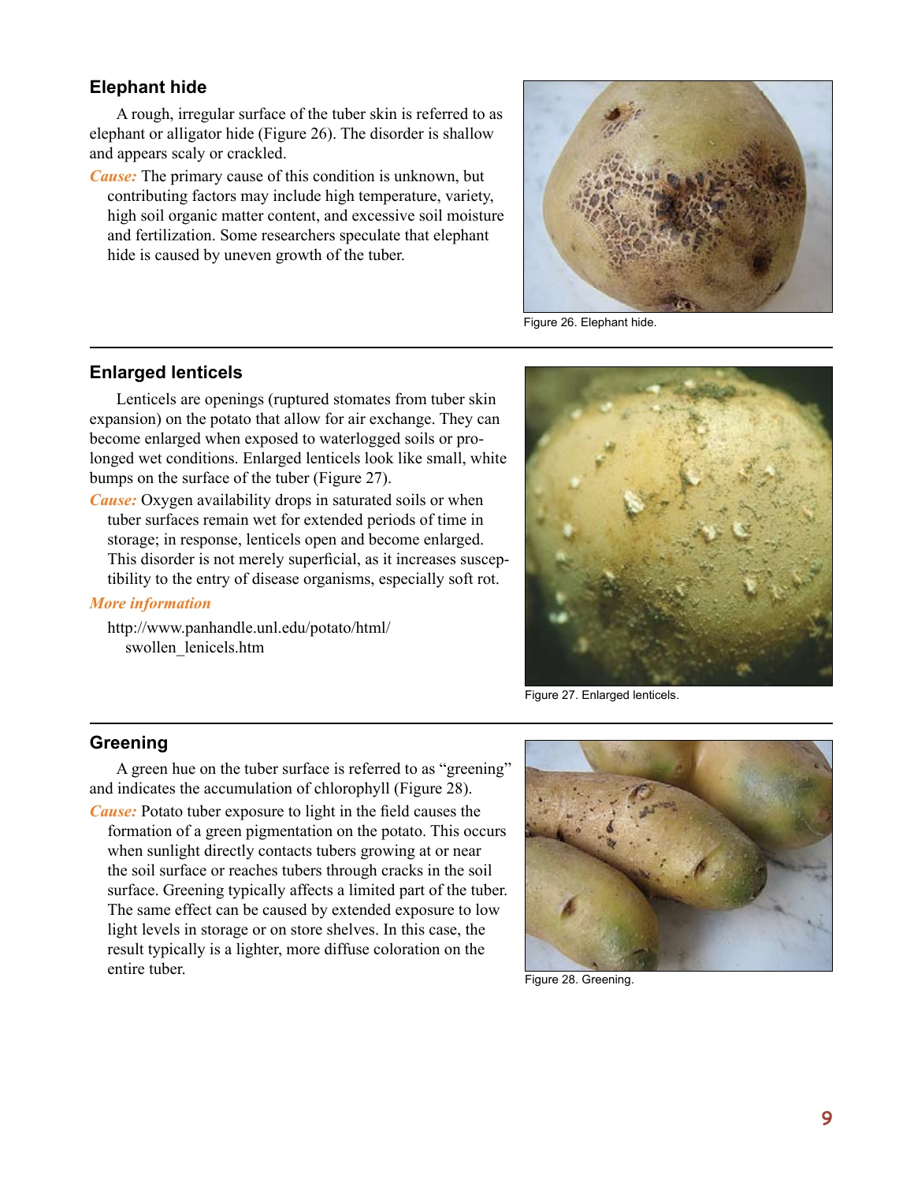## Elephant hide

A rough, irregular surface of the tuber skin is referred to as elephant or alligator hide (Figure 26). The disorder is shallow and appears scaly or crackled.

*Cause:* The primary cause of this condition is unknown, but contributing factors may include high temperature, variety, high soil organic matter content, and excessive soil moisture and fertilization. Some researchers speculate that elephant hide is caused by uneven growth of the tuber.

Figure 26. Elephant hide.

## Enlarged lenticels

Lenticels are openings (ruptured stomates from tuber skin expansion) on the potato that allow for air exchange. They can become enlarged when exposed to waterlogged soils or prolonged wet conditions. Enlarged lenticels look like small, white bumps on the surface of the tuber (Figure 27).

*Cause:* Oxygen availability drops in saturated soils or when tuber surfaces remain wet for extended periods of time in storage; in response, lenticels open and become enlarged. This disorder is not merely superficial, as it increases susceptibility to the entry of disease organisms, especially soft rot.

*More information*

http://www.panhandle.unl.edu/potato/html/swollen_lenicels.htm

Figure 27. Enlarged lenticels.

## Greening

A green hue on the tuber surface is referred to as "greening" and indicates the accumulation of chlorophyll (Figure 28).

*Cause:* Potato tuber exposure to light in the field causes the formation of a green pigmentation on the potato. This occurs when sunlight directly contacts tubers growing at or near the soil surface or reaches tubers through cracks in the soil surface. Greening typically affects a limited part of the tuber. The same effect can be caused by extended exposure to low light levels in storage or on store shelves. In this case, the result typically is a lighter, more diffuse coloration on the entire tuber.

Figure 28. Greening.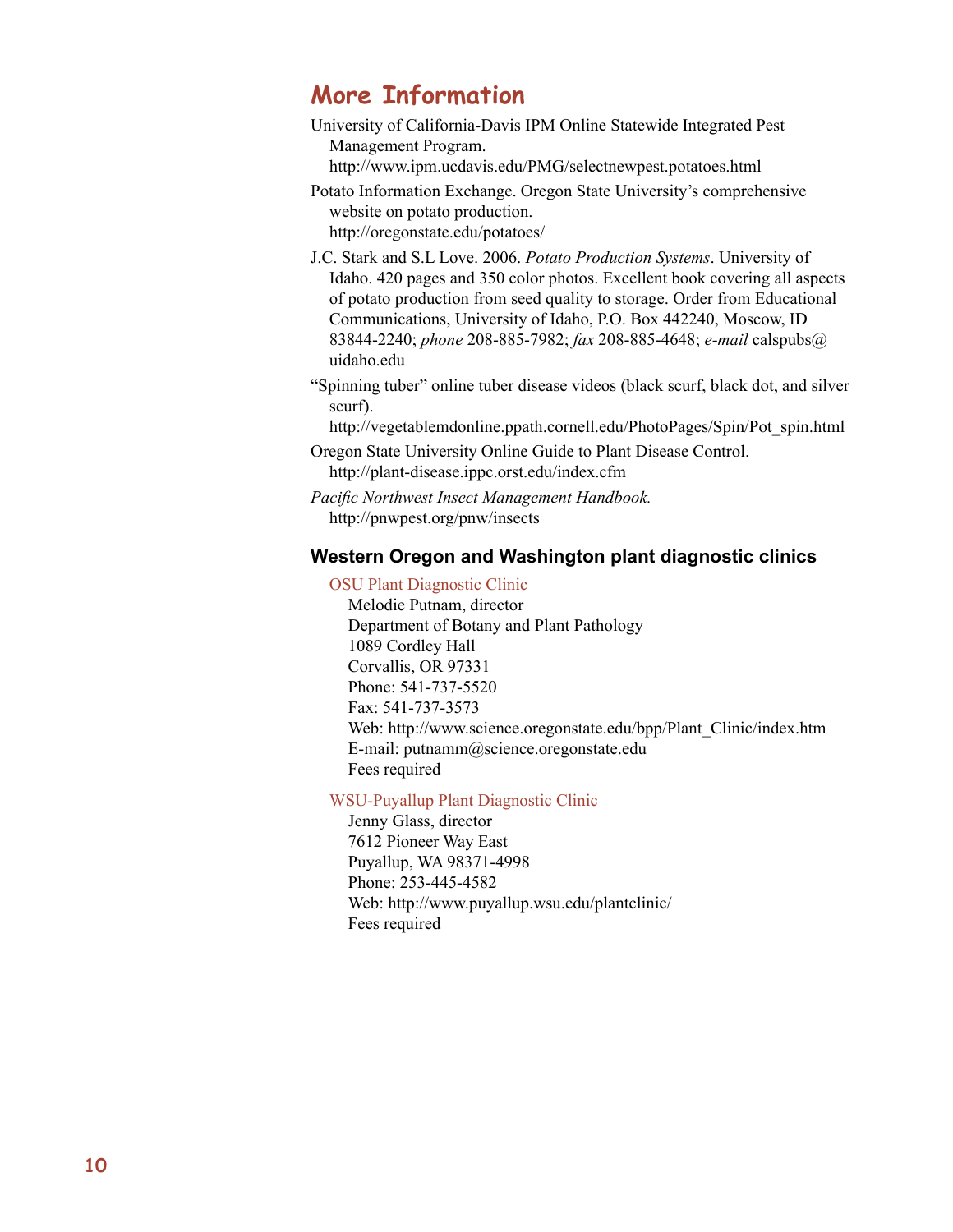## More Information

University of California-Davis IPM Online Statewide Integrated Pest Management Program.
http://www.ipm.ucdavis.edu/PMG/selectnewpest.potatoes.html

Potato Information Exchange. Oregon State University's comprehensive website on potato production.
http://oregonstate.edu/potatoes/

J.C. Stark and S.L Love. 2006. *Potato Production Systems*. University of Idaho. 420 pages and 350 color photos. Excellent book covering all aspects of potato production from seed quality to storage. Order from Educational Communications, University of Idaho, P.O. Box 442240, Moscow, ID 83844-2240; *phone* 208-885-7982; *fax* 208-885-4648; *e-mail* calspubs@uidaho.edu

"Spinning tuber" online tuber disease videos (black scurf, black dot, and silver scurf).
http://vegetablemdonline.ppath.cornell.edu/PhotoPages/Spin/Pot_spin.html

Oregon State University Online Guide to Plant Disease Control.
http://plant-disease.ippc.orst.edu/index.cfm

*Pacific Northwest Insect Management Handbook.*
http://pnwpest.org/pnw/insects

### Western Oregon and Washington plant diagnostic clinics

OSU Plant Diagnostic Clinic
Melodie Putnam, director
Department of Botany and Plant Pathology
1089 Cordley Hall
Corvallis, OR 97331
Phone: 541-737-5520
Fax: 541-737-3573
Web: http://www.science.oregonstate.edu/bpp/Plant_Clinic/index.htm
E-mail: putnamm@science.oregonstate.edu
Fees required

WSU-Puyallup Plant Diagnostic Clinic
Jenny Glass, director
7612 Pioneer Way East
Puyallup, WA 98371-4998
Phone: 253-445-4582
Web: http://www.puyallup.wsu.edu/plantclinic/
Fees required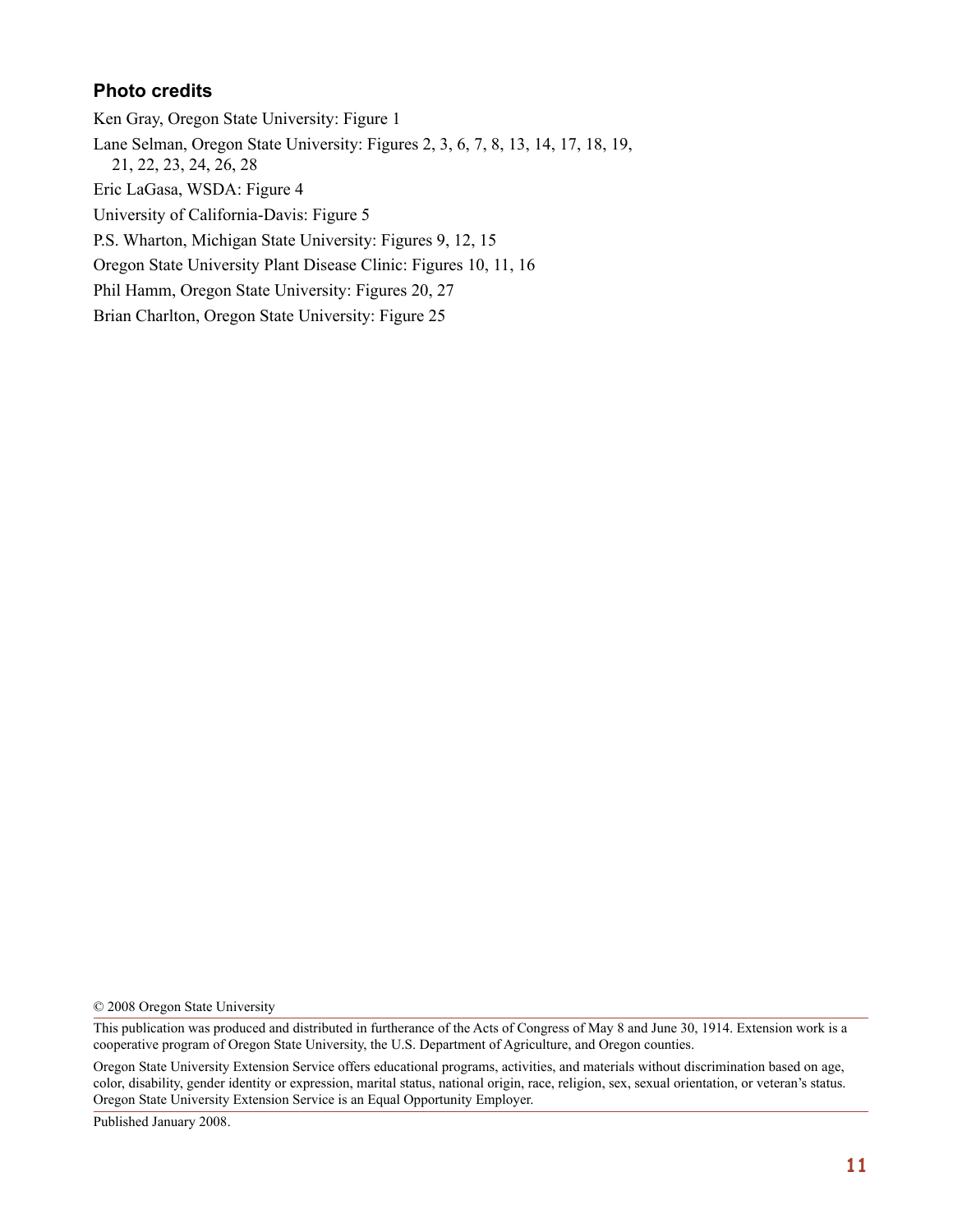### Photo credits

Ken Gray, Oregon State University: Figure 1

Lane Selman, Oregon State University: Figures 2, 3, 6, 7, 8, 13, 14, 17, 18, 19, 21, 22, 23, 24, 26, 28

Eric LaGasa, WSDA: Figure 4

University of California-Davis: Figure 5

P.S. Wharton, Michigan State University: Figures 9, 12, 15

Oregon State University Plant Disease Clinic: Figures 10, 11, 16

Phil Hamm, Oregon State University: Figures 20, 27

Brian Charlton, Oregon State University: Figure 25

© 2008 Oregon State University

This publication was produced and distributed in furtherance of the Acts of Congress of May 8 and June 30, 1914. Extension work is a cooperative program of Oregon State University, the U.S. Department of Agriculture, and Oregon counties.

Oregon State University Extension Service offers educational programs, activities, and materials without discrimination based on age, color, disability, gender identity or expression, marital status, national origin, race, religion, sex, sexual orientation, or veteran's status. Oregon State University Extension Service is an Equal Opportunity Employer.

Published January 2008.